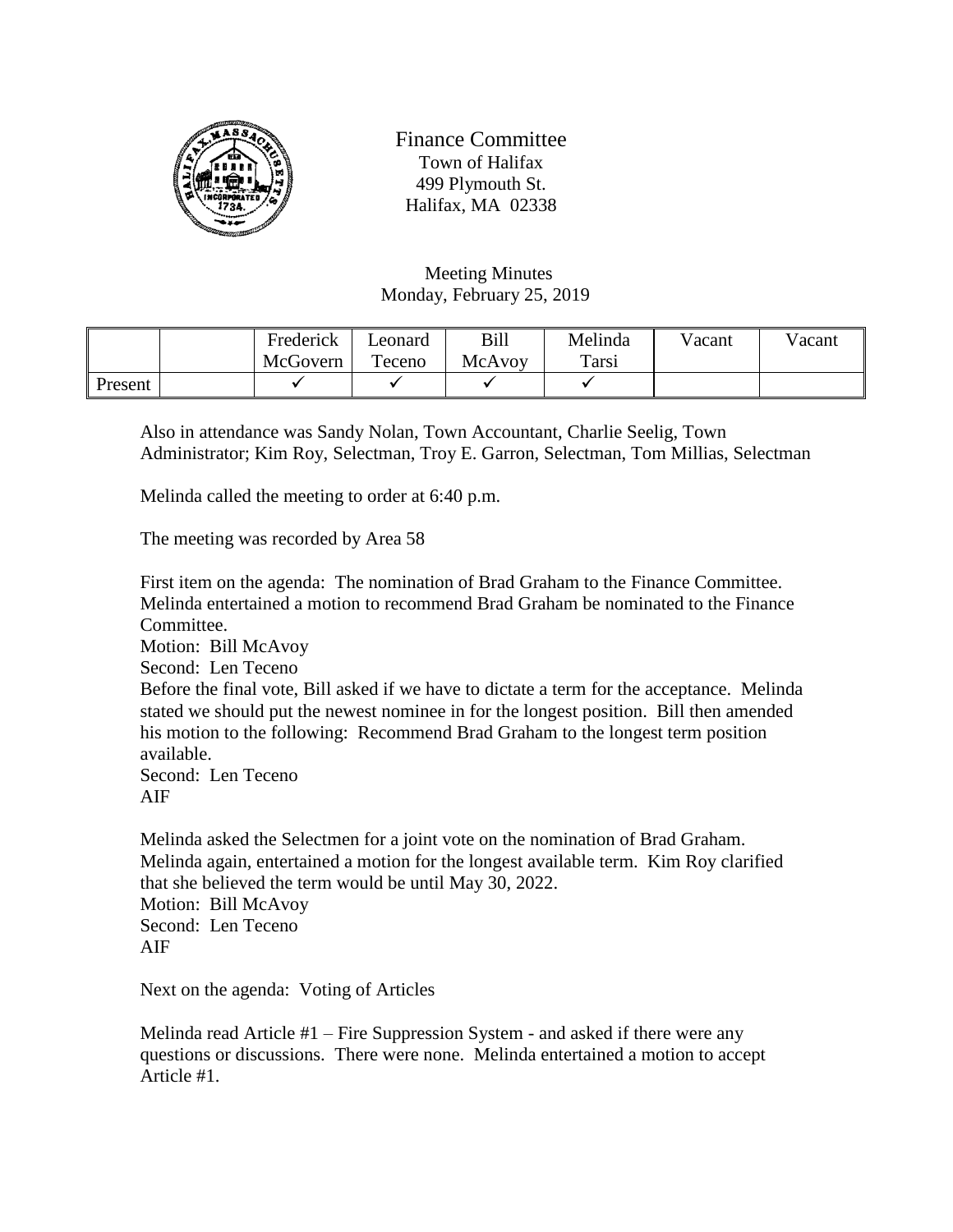# Finance Committee

Town of Halifax
499 Plymouth St.
Halifax, MA 02338

Meeting Minutes
Monday, February 25, 2019

| | | Frederick McGovern | Leonard Teceno | Bill McAvoy | Melinda Tarsi | Vacant | Vacant |
|---|---|---|---|---|---|---|---|
| Present | | ✓ | ✓ | ✓ | ✓ | | |

Also in attendance was Sandy Nolan, Town Accountant, Charlie Seelig, Town Administrator; Kim Roy, Selectman, Troy E. Garron, Selectman, Tom Millias, Selectman

Melinda called the meeting to order at 6:40 p.m.

The meeting was recorded by Area 58

First item on the agenda: The nomination of Brad Graham to the Finance Committee. Melinda entertained a motion to recommend Brad Graham be nominated to the Finance Committee.
Motion: Bill McAvoy
Second: Len Teceno
Before the final vote, Bill asked if we have to dictate a term for the acceptance. Melinda stated we should put the newest nominee in for the longest position. Bill then amended his motion to the following: Recommend Brad Graham to the longest term position available.
Second: Len Teceno
AIF

Melinda asked the Selectmen for a joint vote on the nomination of Brad Graham. Melinda again, entertained a motion for the longest available term. Kim Roy clarified that she believed the term would be until May 30, 2022.
Motion: Bill McAvoy
Second: Len Teceno
AIF

Next on the agenda: Voting of Articles

Melinda read Article #1 – Fire Suppression System - and asked if there were any questions or discussions. There were none. Melinda entertained a motion to accept Article #1.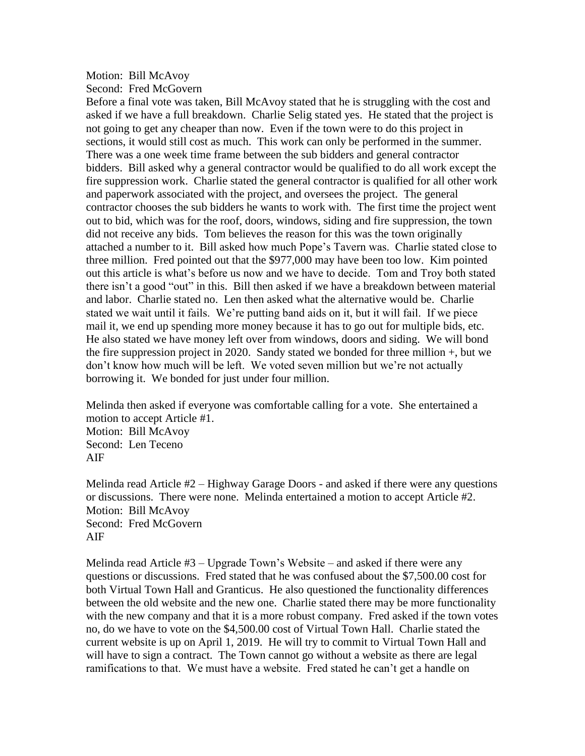Motion: Bill McAvoy
Second: Fred McGovern
Before a final vote was taken, Bill McAvoy stated that he is struggling with the cost and asked if we have a full breakdown. Charlie Selig stated yes. He stated that the project is not going to get any cheaper than now. Even if the town were to do this project in sections, it would still cost as much. This work can only be performed in the summer. There was a one week time frame between the sub bidders and general contractor bidders. Bill asked why a general contractor would be qualified to do all work except the fire suppression work. Charlie stated the general contractor is qualified for all other work and paperwork associated with the project, and oversees the project. The general contractor chooses the sub bidders he wants to work with. The first time the project went out to bid, which was for the roof, doors, windows, siding and fire suppression, the town did not receive any bids. Tom believes the reason for this was the town originally attached a number to it. Bill asked how much Pope's Tavern was. Charlie stated close to three million. Fred pointed out that the $977,000 may have been too low. Kim pointed out this article is what's before us now and we have to decide. Tom and Troy both stated there isn't a good "out" in this. Bill then asked if we have a breakdown between material and labor. Charlie stated no. Len then asked what the alternative would be. Charlie stated we wait until it fails. We're putting band aids on it, but it will fail. If we piece mail it, we end up spending more money because it has to go out for multiple bids, etc. He also stated we have money left over from windows, doors and siding. We will bond the fire suppression project in 2020. Sandy stated we bonded for three million +, but we don't know how much will be left. We voted seven million but we're not actually borrowing it. We bonded for just under four million.

Melinda then asked if everyone was comfortable calling for a vote. She entertained a motion to accept Article #1.
Motion: Bill McAvoy
Second: Len Teceno
AIF

Melinda read Article #2 – Highway Garage Doors - and asked if there were any questions or discussions. There were none. Melinda entertained a motion to accept Article #2.
Motion: Bill McAvoy
Second: Fred McGovern
AIF

Melinda read Article #3 – Upgrade Town's Website – and asked if there were any questions or discussions. Fred stated that he was confused about the $7,500.00 cost for both Virtual Town Hall and Granticus. He also questioned the functionality differences between the old website and the new one. Charlie stated there may be more functionality with the new company and that it is a more robust company. Fred asked if the town votes no, do we have to vote on the $4,500.00 cost of Virtual Town Hall. Charlie stated the current website is up on April 1, 2019. He will try to commit to Virtual Town Hall and will have to sign a contract. The Town cannot go without a website as there are legal ramifications to that. We must have a website. Fred stated he can't get a handle on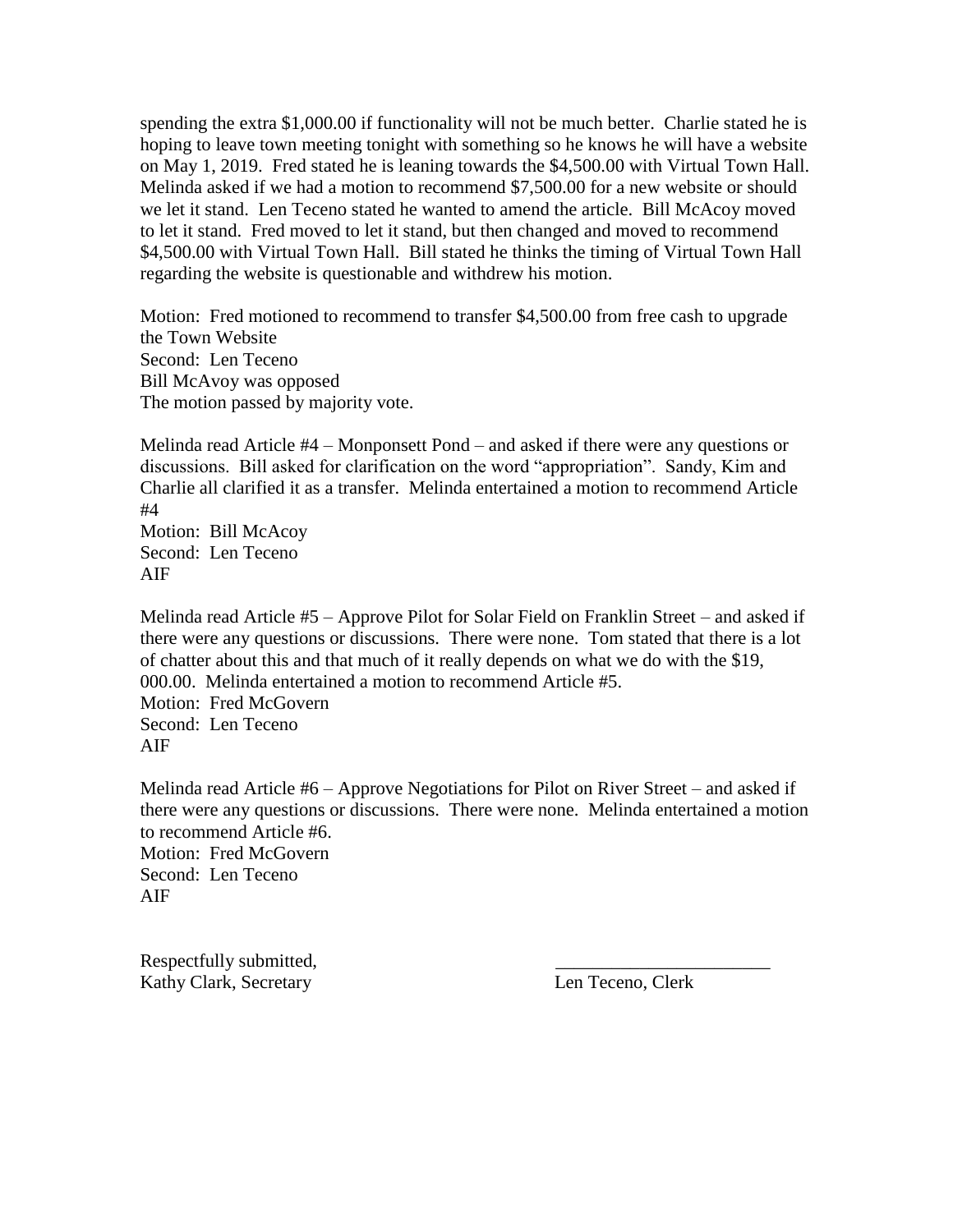spending the extra $1,000.00 if functionality will not be much better. Charlie stated he is hoping to leave town meeting tonight with something so he knows he will have a website on May 1, 2019. Fred stated he is leaning towards the $4,500.00 with Virtual Town Hall. Melinda asked if we had a motion to recommend $7,500.00 for a new website or should we let it stand. Len Teceno stated he wanted to amend the article. Bill McAcoy moved to let it stand. Fred moved to let it stand, but then changed and moved to recommend $4,500.00 with Virtual Town Hall. Bill stated he thinks the timing of Virtual Town Hall regarding the website is questionable and withdrew his motion.

Motion: Fred motioned to recommend to transfer $4,500.00 from free cash to upgrade the Town Website
Second: Len Teceno
Bill McAvoy was opposed
The motion passed by majority vote.

Melinda read Article #4 – Monponsett Pond – and asked if there were any questions or discussions. Bill asked for clarification on the word "appropriation". Sandy, Kim and Charlie all clarified it as a transfer. Melinda entertained a motion to recommend Article #4
Motion: Bill McAcoy
Second: Len Teceno
AIF

Melinda read Article #5 – Approve Pilot for Solar Field on Franklin Street – and asked if there were any questions or discussions. There were none. Tom stated that there is a lot of chatter about this and that much of it really depends on what we do with the $19, 000.00. Melinda entertained a motion to recommend Article #5.
Motion: Fred McGovern
Second: Len Teceno
AIF

Melinda read Article #6 – Approve Negotiations for Pilot on River Street – and asked if there were any questions or discussions. There were none. Melinda entertained a motion to recommend Article #6.
Motion: Fred McGovern
Second: Len Teceno
AIF

Respectfully submitted, \_\_\_\_\_\_\_\_\_\_\_\_\_\_\_\_\_\_\_\_\_\_\_
Kathy Clark, Secretary Len Teceno, Clerk